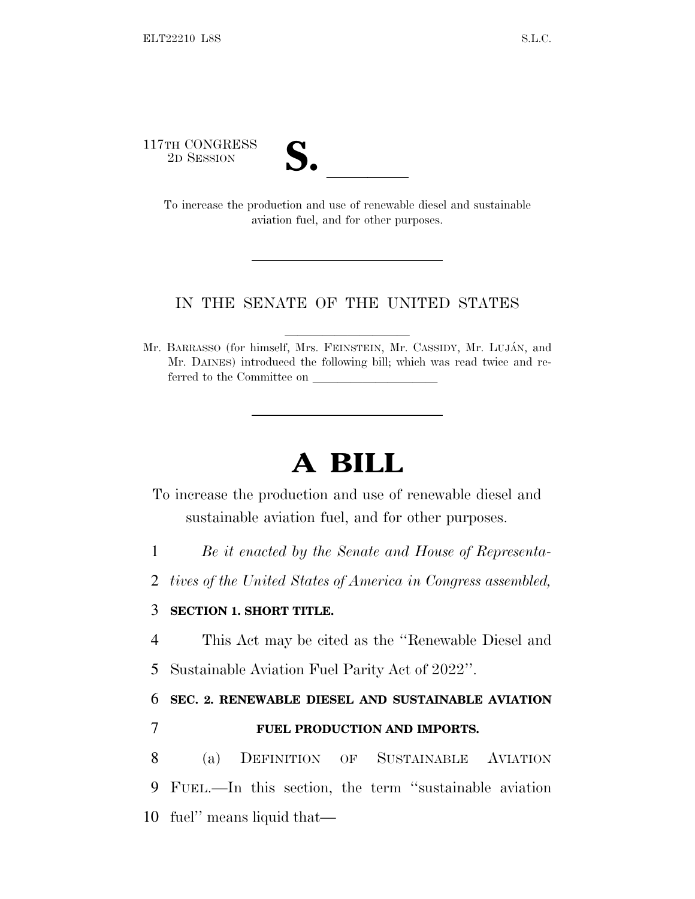117TH CONGRESS
2D SESSION

# S. \_\_\_\_\_\_

To increase the production and use of renewable diesel and sustainable aviation fuel, and for other purposes.

---

IN THE SENATE OF THE UNITED STATES

Mr. BARRASSO (for himself, Mrs. FEINSTEIN, Mr. CASSIDY, Mr. LUJÁN, and Mr. DAINES) introduced the following bill; which was read twice and referred to the Committee on \_\_\_\_\_\_\_\_\_\_\_\_\_\_\_\_\_\_\_\_

---

# A BILL

To increase the production and use of renewable diesel and sustainable aviation fuel, and for other purposes.

1 *Be it enacted by the Senate and House of Representa-*
2 *tives of the United States of America in Congress assembled,*

3 **SECTION 1. SHORT TITLE.**

4 This Act may be cited as the "Renewable Diesel and
5 Sustainable Aviation Fuel Parity Act of 2022".

6 **SEC. 2. RENEWABLE DIESEL AND SUSTAINABLE AVIATION**
7 **FUEL PRODUCTION AND IMPORTS.**

8 (a) DEFINITION OF SUSTAINABLE AVIATION
9 FUEL.—In this section, the term "sustainable aviation
10 fuel" means liquid that—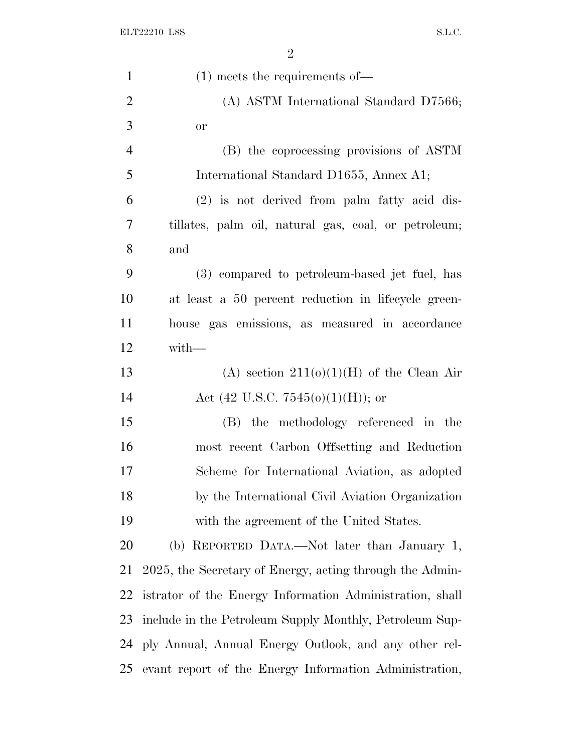(1) meets the requirements of—

(A) ASTM International Standard D7566; or

(B) the coprocessing provisions of ASTM International Standard D1655, Annex A1;

(2) is not derived from palm fatty acid distillates, palm oil, natural gas, coal, or petroleum; and

(3) compared to petroleum-based jet fuel, has at least a 50 percent reduction in lifecycle greenhouse gas emissions, as measured in accordance with—

(A) section 211(o)(1)(H) of the Clean Air Act (42 U.S.C. 7545(o)(1)(H)); or

(B) the methodology referenced in the most recent Carbon Offsetting and Reduction Scheme for International Aviation, as adopted by the International Civil Aviation Organization with the agreement of the United States.

(b) REPORTED DATA.—Not later than January 1, 2025, the Secretary of Energy, acting through the Administrator of the Energy Information Administration, shall include in the Petroleum Supply Monthly, Petroleum Supply Annual, Annual Energy Outlook, and any other relevant report of the Energy Information Administration,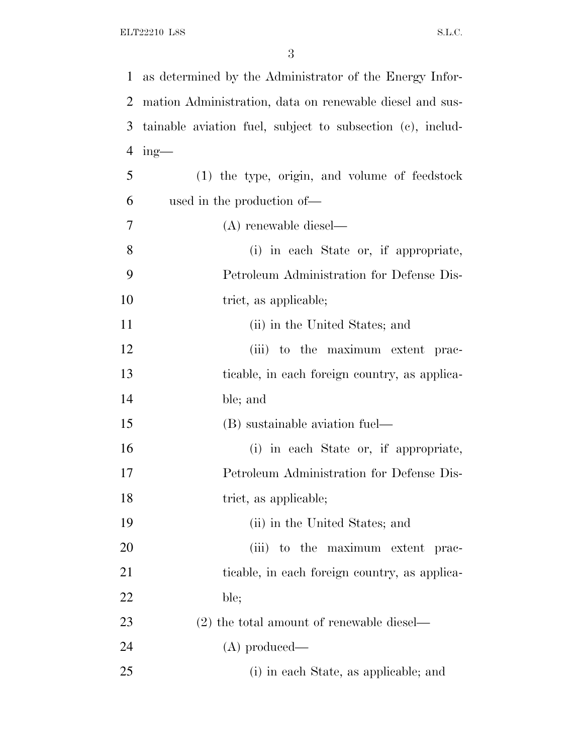as determined by the Administrator of the Energy Information Administration, data on renewable diesel and sustainable aviation fuel, subject to subsection (c), including—

(1) the type, origin, and volume of feedstock used in the production of—

(A) renewable diesel—

(i) in each State or, if appropriate, Petroleum Administration for Defense District, as applicable;

(ii) in the United States; and

(iii) to the maximum extent practicable, in each foreign country, as applicable; and

(B) sustainable aviation fuel—

(i) in each State or, if appropriate, Petroleum Administration for Defense District, as applicable;

(ii) in the United States; and

(iii) to the maximum extent practicable, in each foreign country, as applicable;

(2) the total amount of renewable diesel—

(A) produced—

(i) in each State, as applicable; and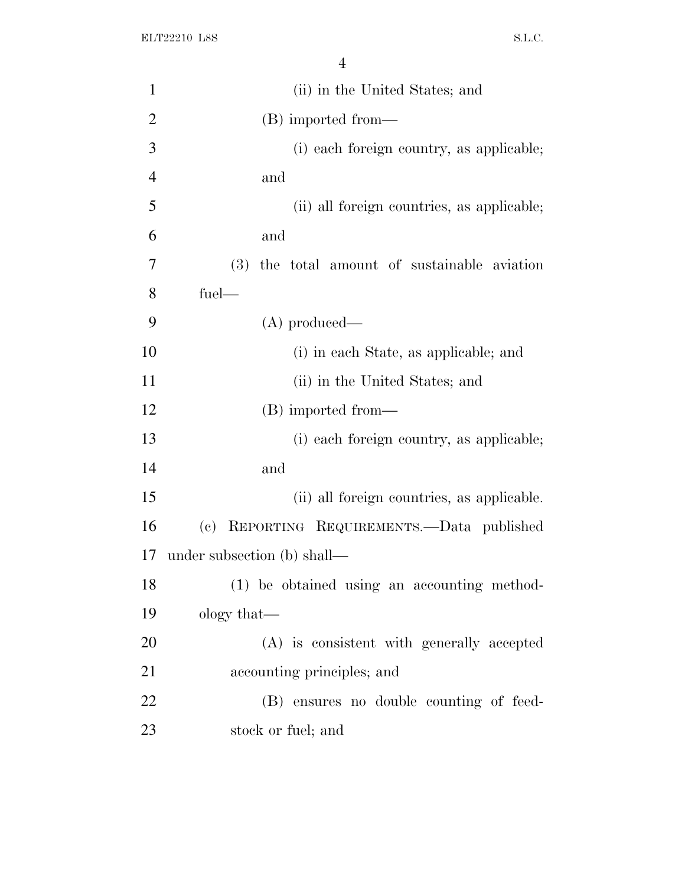(ii) in the United States; and

(B) imported from—

(i) each foreign country, as applicable; and

(ii) all foreign countries, as applicable; and

(3) the total amount of sustainable aviation fuel—

(A) produced—

(i) in each State, as applicable; and

(ii) in the United States; and

(B) imported from—

(i) each foreign country, as applicable; and

(ii) all foreign countries, as applicable.

(c) REPORTING REQUIREMENTS.—Data published under subsection (b) shall—

(1) be obtained using an accounting methodology that—

(A) is consistent with generally accepted accounting principles; and

(B) ensures no double counting of feedstock or fuel; and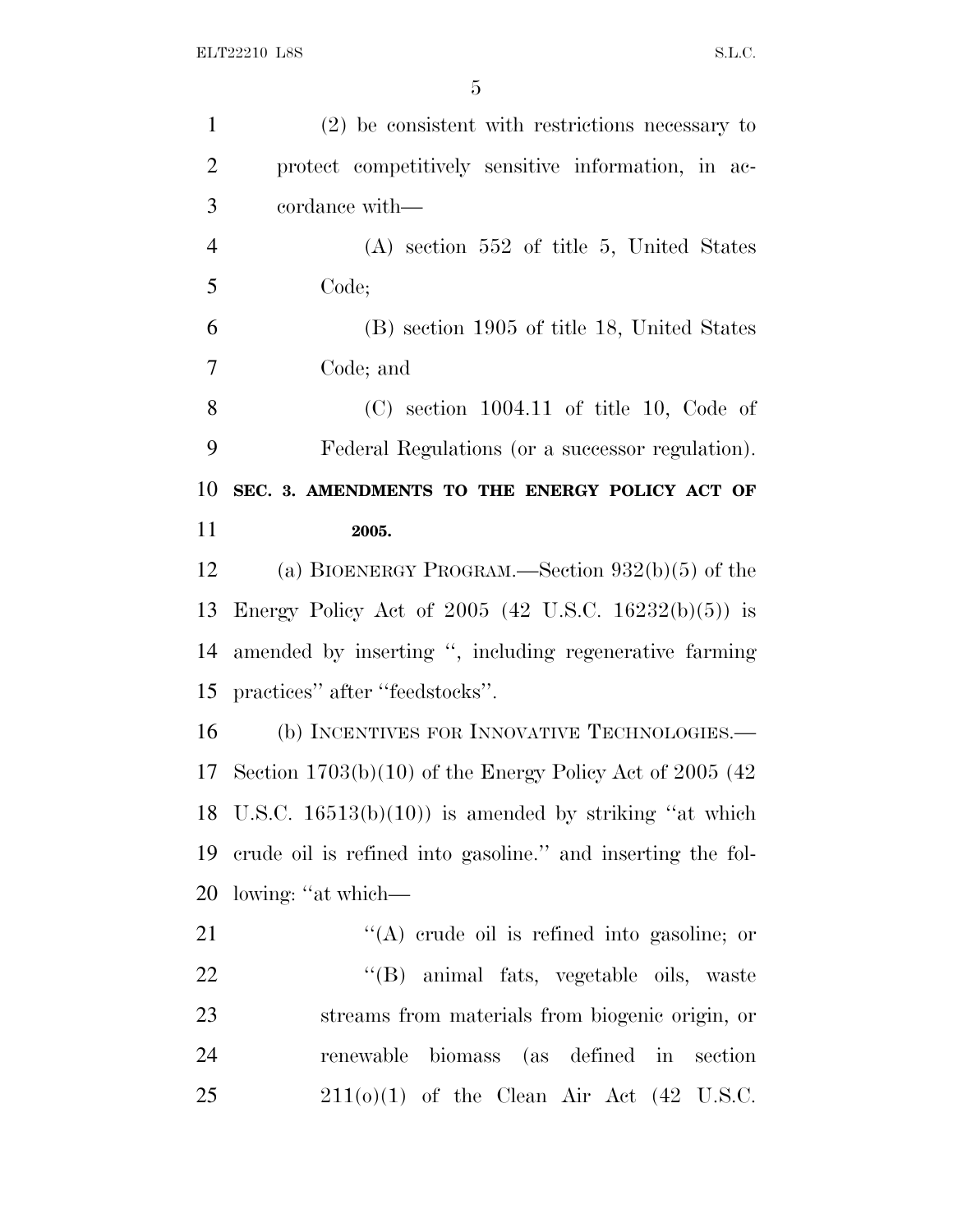(2) be consistent with restrictions necessary to protect competitively sensitive information, in accordance with—

(A) section 552 of title 5, United States Code;

(B) section 1905 of title 18, United States Code; and

(C) section 1004.11 of title 10, Code of Federal Regulations (or a successor regulation).

**SEC. 3. AMENDMENTS TO THE ENERGY POLICY ACT OF 2005.**

(a) BIOENERGY PROGRAM.—Section 932(b)(5) of the Energy Policy Act of 2005 (42 U.S.C. 16232(b)(5)) is amended by inserting ", including regenerative farming practices" after "feedstocks".

(b) INCENTIVES FOR INNOVATIVE TECHNOLOGIES.—Section 1703(b)(10) of the Energy Policy Act of 2005 (42 U.S.C. 16513(b)(10)) is amended by striking "at which crude oil is refined into gasoline." and inserting the following: "at which—

"(A) crude oil is refined into gasoline; or

"(B) animal fats, vegetable oils, waste streams from materials from biogenic origin, or renewable biomass (as defined in section 211(o)(1) of the Clean Air Act (42 U.S.C.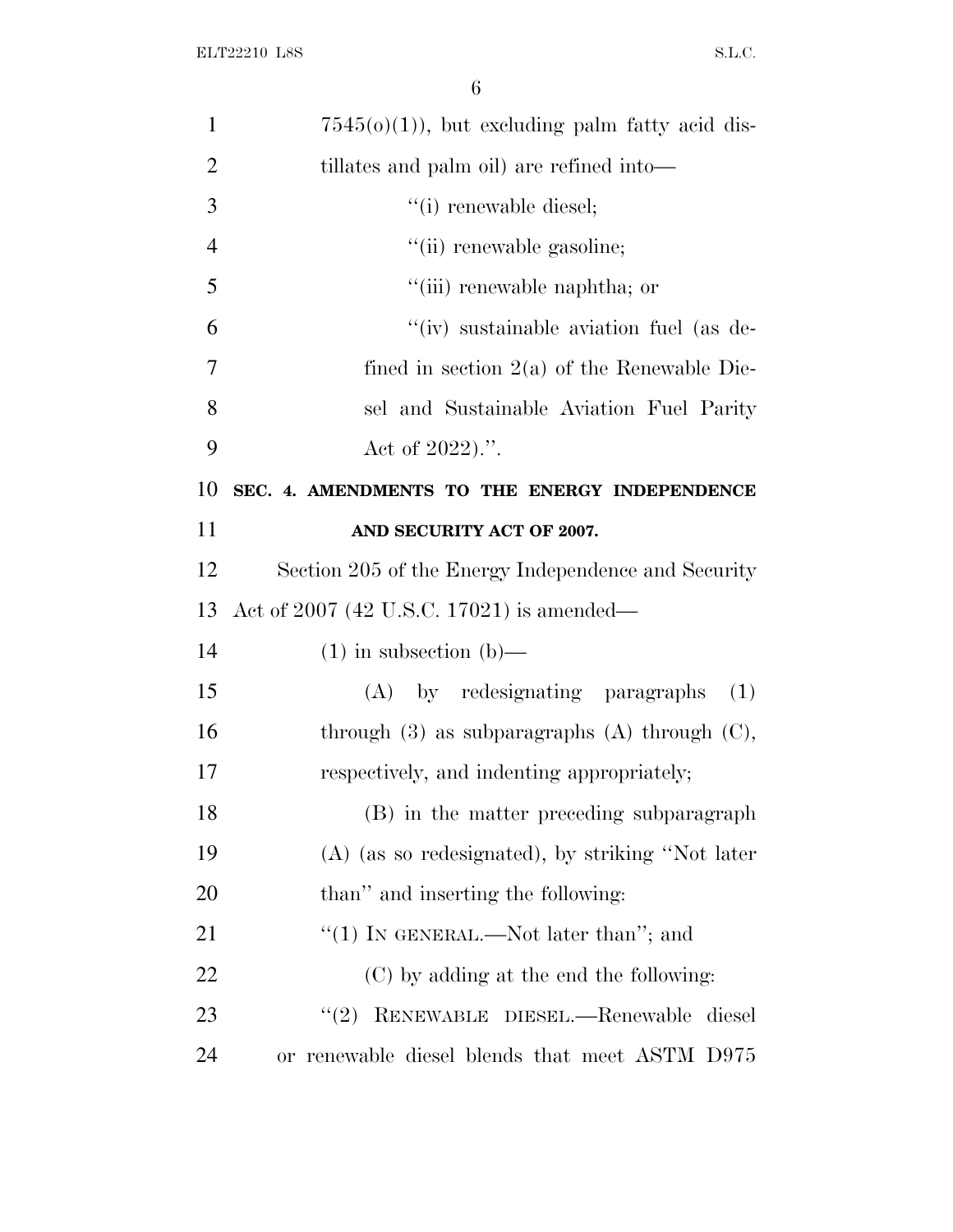7545(o)(1)), but excluding palm fatty acid distillates and palm oil) are refined into—

"(i) renewable diesel;

"(ii) renewable gasoline;

"(iii) renewable naphtha; or

"(iv) sustainable aviation fuel (as defined in section 2(a) of the Renewable Diesel and Sustainable Aviation Fuel Parity Act of 2022).".

**SEC. 4. AMENDMENTS TO THE ENERGY INDEPENDENCE AND SECURITY ACT OF 2007.**

Section 205 of the Energy Independence and Security Act of 2007 (42 U.S.C. 17021) is amended—

(1) in subsection (b)—

(A) by redesignating paragraphs (1) through (3) as subparagraphs (A) through (C), respectively, and indenting appropriately;

(B) in the matter preceding subparagraph (A) (as so redesignated), by striking "Not later than" and inserting the following:

"(1) IN GENERAL.—Not later than"; and

(C) by adding at the end the following:

"(2) RENEWABLE DIESEL.—Renewable diesel or renewable diesel blends that meet ASTM D975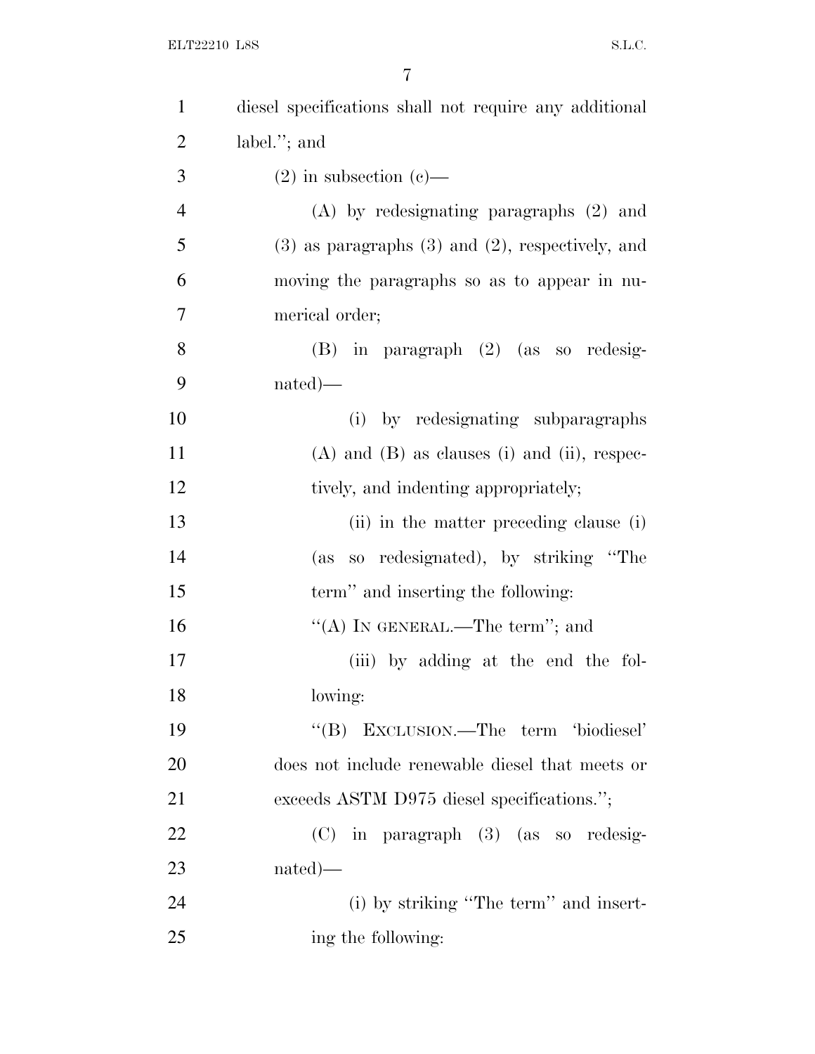diesel specifications shall not require any additional label.''; and

(2) in subsection (c)—

(A) by redesignating paragraphs (2) and (3) as paragraphs (3) and (2), respectively, and moving the paragraphs so as to appear in numerical order;

(B) in paragraph (2) (as so redesignated)—

(i) by redesignating subparagraphs (A) and (B) as clauses (i) and (ii), respectively, and indenting appropriately;

(ii) in the matter preceding clause (i) (as so redesignated), by striking ''The term'' and inserting the following:

''(A) IN GENERAL.—The term''; and

(iii) by adding at the end the following:

''(B) EXCLUSION.—The term 'biodiesel' does not include renewable diesel that meets or exceeds ASTM D975 diesel specifications.'';

(C) in paragraph (3) (as so redesignated)—

(i) by striking ''The term'' and inserting the following: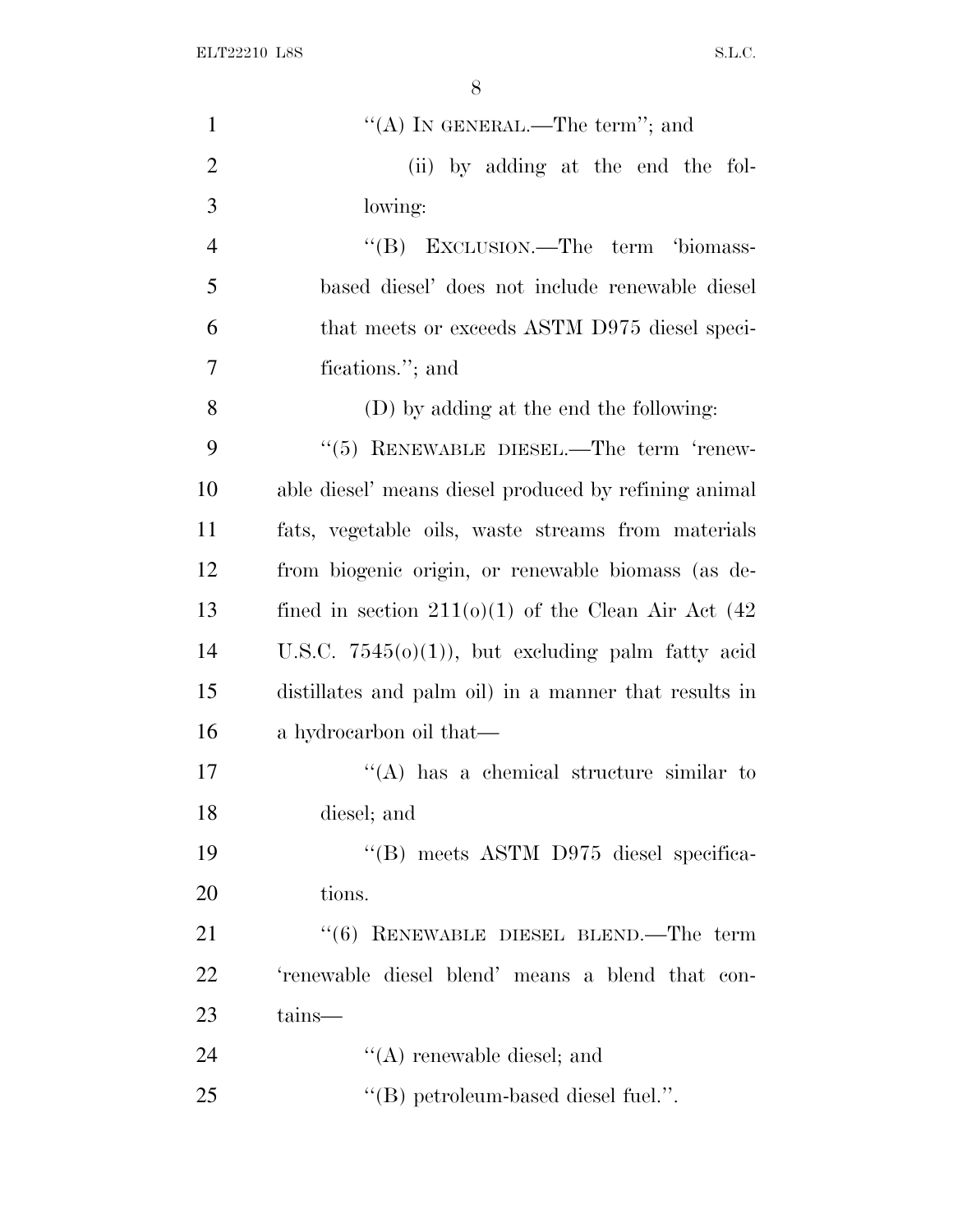"(A) IN GENERAL.—The term"; and

(ii) by adding at the end the following:

"(B) EXCLUSION.—The term 'biomass-based diesel' does not include renewable diesel that meets or exceeds ASTM D975 diesel specifications."; and

(D) by adding at the end the following:

"(5) RENEWABLE DIESEL.—The term 'renewable diesel' means diesel produced by refining animal fats, vegetable oils, waste streams from materials from biogenic origin, or renewable biomass (as defined in section 211(o)(1) of the Clean Air Act (42 U.S.C. 7545(o)(1)), but excluding palm fatty acid distillates and palm oil) in a manner that results in a hydrocarbon oil that—

"(A) has a chemical structure similar to diesel; and

"(B) meets ASTM D975 diesel specifications.

"(6) RENEWABLE DIESEL BLEND.—The term 'renewable diesel blend' means a blend that contains—

"(A) renewable diesel; and

"(B) petroleum-based diesel fuel.".